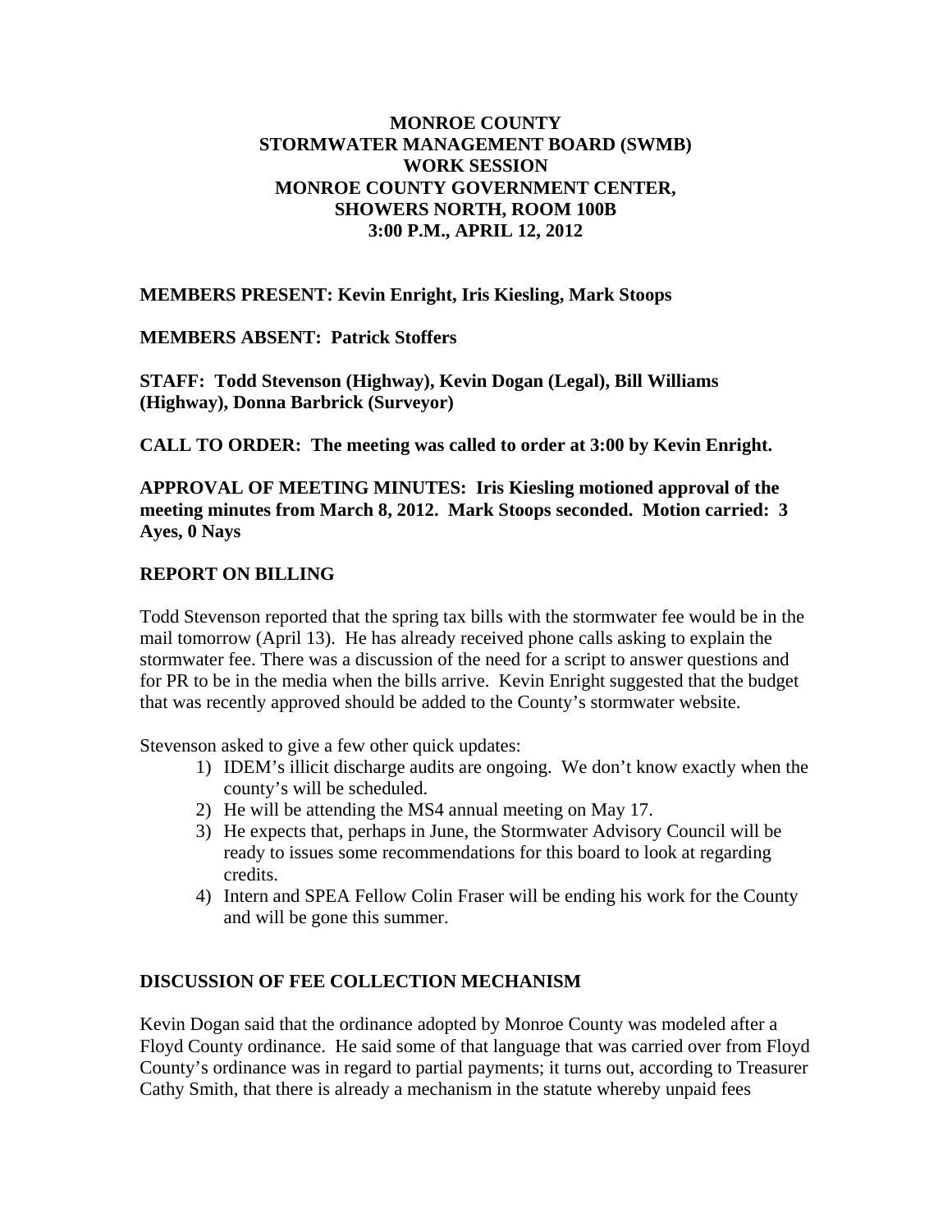# MONROE COUNTY
# STORMWATER MANAGEMENT BOARD (SWMB)
# WORK SESSION
# MONROE COUNTY GOVERNMENT CENTER, SHOWERS NORTH, ROOM 100B
# 3:00 P.M., APRIL 12, 2012

**MEMBERS PRESENT: Kevin Enright, Iris Kiesling, Mark Stoops**

**MEMBERS ABSENT: Patrick Stoffers**

**STAFF: Todd Stevenson (Highway), Kevin Dogan (Legal), Bill Williams (Highway), Donna Barbrick (Surveyor)**

**CALL TO ORDER: The meeting was called to order at 3:00 by Kevin Enright.**

**APPROVAL OF MEETING MINUTES: Iris Kiesling motioned approval of the meeting minutes from March 8, 2012. Mark Stoops seconded. Motion carried: 3 Ayes, 0 Nays**

## REPORT ON BILLING

Todd Stevenson reported that the spring tax bills with the stormwater fee would be in the mail tomorrow (April 13). He has already received phone calls asking to explain the stormwater fee. There was a discussion of the need for a script to answer questions and for PR to be in the media when the bills arrive. Kevin Enright suggested that the budget that was recently approved should be added to the County's stormwater website.

Stevenson asked to give a few other quick updates:

1) IDEM's illicit discharge audits are ongoing. We don't know exactly when the county's will be scheduled.
2) He will be attending the MS4 annual meeting on May 17.
3) He expects that, perhaps in June, the Stormwater Advisory Council will be ready to issues some recommendations for this board to look at regarding credits.
4) Intern and SPEA Fellow Colin Fraser will be ending his work for the County and will be gone this summer.

## DISCUSSION OF FEE COLLECTION MECHANISM

Kevin Dogan said that the ordinance adopted by Monroe County was modeled after a Floyd County ordinance. He said some of that language that was carried over from Floyd County's ordinance was in regard to partial payments; it turns out, according to Treasurer Cathy Smith, that there is already a mechanism in the statute whereby unpaid fees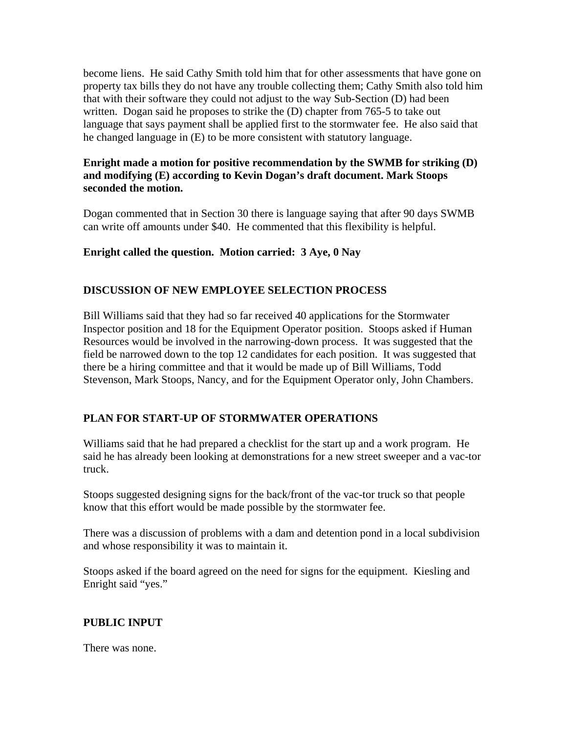become liens. He said Cathy Smith told him that for other assessments that have gone on property tax bills they do not have any trouble collecting them; Cathy Smith also told him that with their software they could not adjust to the way Sub-Section (D) had been written. Dogan said he proposes to strike the (D) chapter from 765-5 to take out language that says payment shall be applied first to the stormwater fee. He also said that he changed language in (E) to be more consistent with statutory language.

**Enright made a motion for positive recommendation by the SWMB for striking (D) and modifying (E) according to Kevin Dogan's draft document. Mark Stoops seconded the motion.**

Dogan commented that in Section 30 there is language saying that after 90 days SWMB can write off amounts under $40. He commented that this flexibility is helpful.

**Enright called the question. Motion carried: 3 Aye, 0 Nay**

## DISCUSSION OF NEW EMPLOYEE SELECTION PROCESS

Bill Williams said that they had so far received 40 applications for the Stormwater Inspector position and 18 for the Equipment Operator position. Stoops asked if Human Resources would be involved in the narrowing-down process. It was suggested that the field be narrowed down to the top 12 candidates for each position. It was suggested that there be a hiring committee and that it would be made up of Bill Williams, Todd Stevenson, Mark Stoops, Nancy, and for the Equipment Operator only, John Chambers.

## PLAN FOR START-UP OF STORMWATER OPERATIONS

Williams said that he had prepared a checklist for the start up and a work program. He said he has already been looking at demonstrations for a new street sweeper and a vac-tor truck.

Stoops suggested designing signs for the back/front of the vac-tor truck so that people know that this effort would be made possible by the stormwater fee.

There was a discussion of problems with a dam and detention pond in a local subdivision and whose responsibility it was to maintain it.

Stoops asked if the board agreed on the need for signs for the equipment. Kiesling and Enright said "yes."

## PUBLIC INPUT

There was none.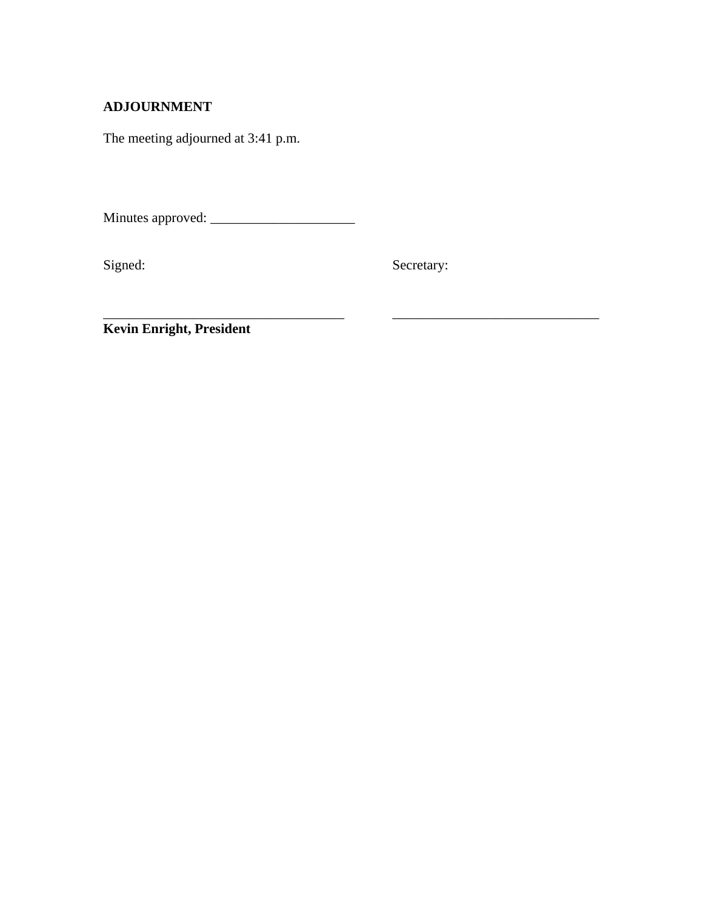**ADJOURNMENT**

The meeting adjourned at 3:41 p.m.

Minutes approved: _____________________

Signed: Secretary:

____________________________________ ______________________________

**Kevin Enright, President**